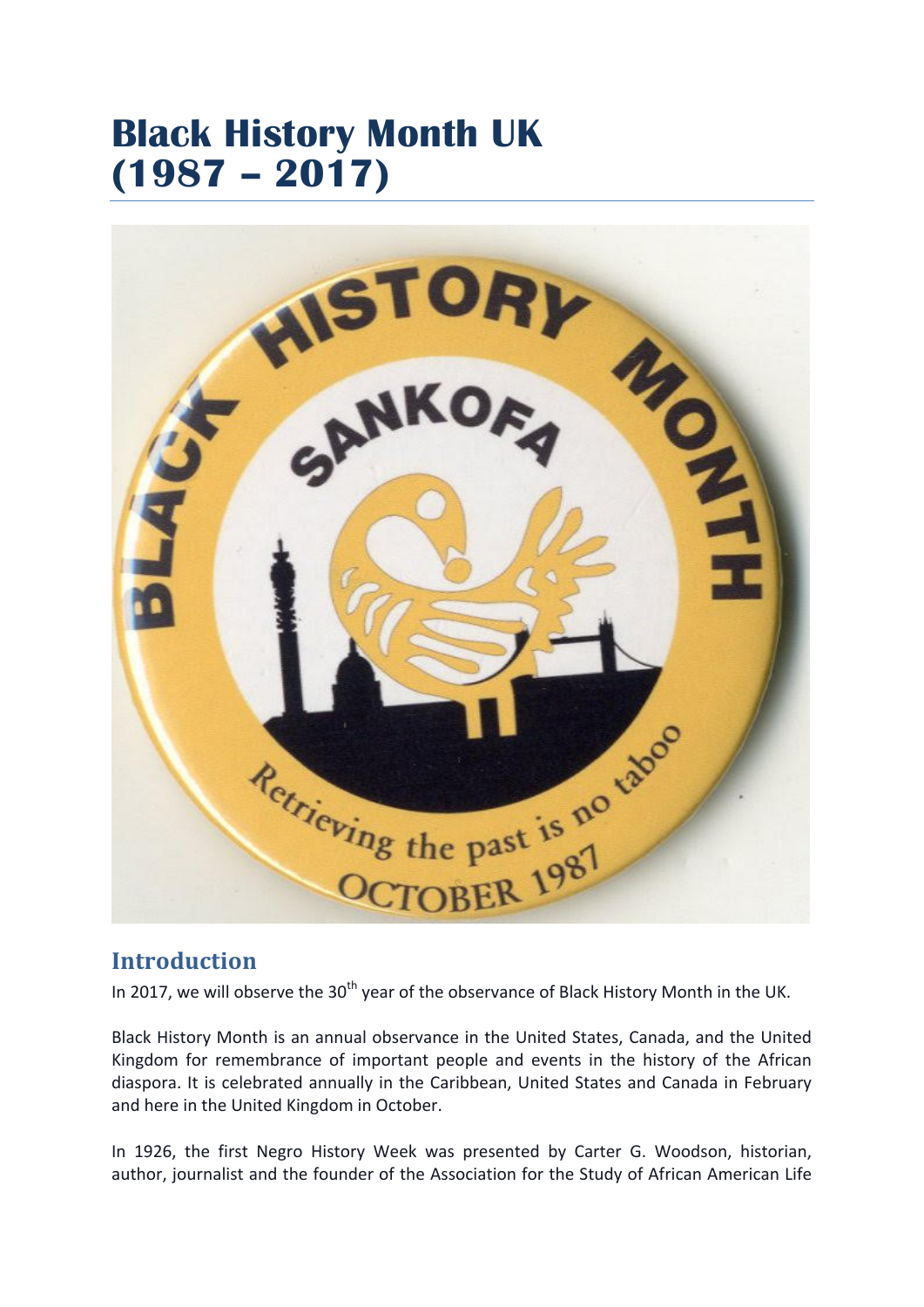# Black History Month UK (1987 – 2017)

## Introduction

In 2017, we will observe the 30th year of the observance of Black History Month in the UK.

Black History Month is an annual observance in the United States, Canada, and the United Kingdom for remembrance of important people and events in the history of the African diaspora. It is celebrated annually in the Caribbean, United States and Canada in February and here in the United Kingdom in October.

In 1926, the first Negro History Week was presented by Carter G. Woodson, historian, author, journalist and the founder of the Association for the Study of African American Life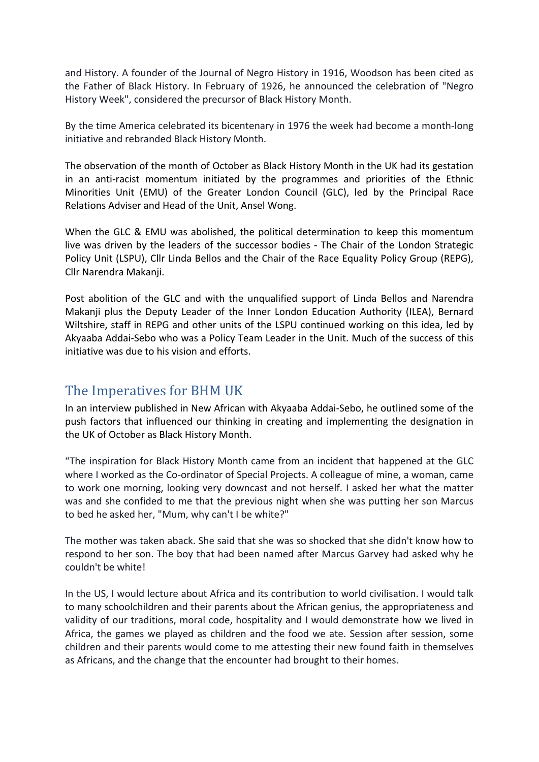and History. A founder of the Journal of Negro History in 1916, Woodson has been cited as the Father of Black History. In February of 1926, he announced the celebration of "Negro History Week", considered the precursor of Black History Month.

By the time America celebrated its bicentenary in 1976 the week had become a month-long initiative and rebranded Black History Month.

The observation of the month of October as Black History Month in the UK had its gestation in an anti-racist momentum initiated by the programmes and priorities of the Ethnic Minorities Unit (EMU) of the Greater London Council (GLC), led by the Principal Race Relations Adviser and Head of the Unit, Ansel Wong.

When the GLC & EMU was abolished, the political determination to keep this momentum live was driven by the leaders of the successor bodies - The Chair of the London Strategic Policy Unit (LSPU), Cllr Linda Bellos and the Chair of the Race Equality Policy Group (REPG), Cllr Narendra Makanji.

Post abolition of the GLC and with the unqualified support of Linda Bellos and Narendra Makanji plus the Deputy Leader of the Inner London Education Authority (ILEA), Bernard Wiltshire, staff in REPG and other units of the LSPU continued working on this idea, led by Akyaaba Addai-Sebo who was a Policy Team Leader in the Unit. Much of the success of this initiative was due to his vision and efforts.

## The Imperatives for BHM UK

In an interview published in New African with Akyaaba Addai-Sebo, he outlined some of the push factors that influenced our thinking in creating and implementing the designation in the UK of October as Black History Month.

"The inspiration for Black History Month came from an incident that happened at the GLC where I worked as the Co-ordinator of Special Projects. A colleague of mine, a woman, came to work one morning, looking very downcast and not herself. I asked her what the matter was and she confided to me that the previous night when she was putting her son Marcus to bed he asked her, "Mum, why can't I be white?"

The mother was taken aback. She said that she was so shocked that she didn't know how to respond to her son. The boy that had been named after Marcus Garvey had asked why he couldn't be white!

In the US, I would lecture about Africa and its contribution to world civilisation. I would talk to many schoolchildren and their parents about the African genius, the appropriateness and validity of our traditions, moral code, hospitality and I would demonstrate how we lived in Africa, the games we played as children and the food we ate. Session after session, some children and their parents would come to me attesting their new found faith in themselves as Africans, and the change that the encounter had brought to their homes.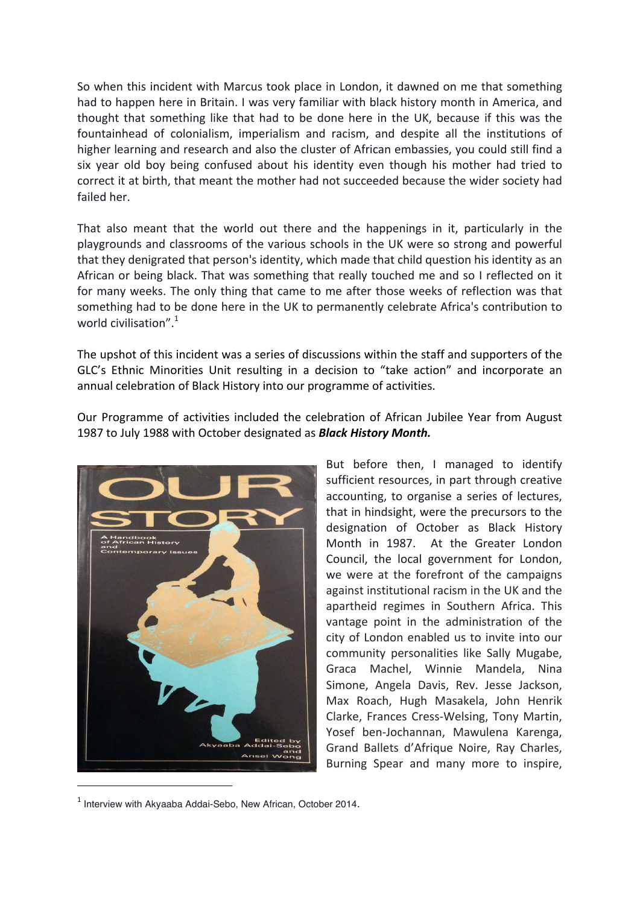So when this incident with Marcus took place in London, it dawned on me that something had to happen here in Britain. I was very familiar with black history month in America, and thought that something like that had to be done here in the UK, because if this was the fountainhead of colonialism, imperialism and racism, and despite all the institutions of higher learning and research and also the cluster of African embassies, you could still find a six year old boy being confused about his identity even though his mother had tried to correct it at birth, that meant the mother had not succeeded because the wider society had failed her.

That also meant that the world out there and the happenings in it, particularly in the playgrounds and classrooms of the various schools in the UK were so strong and powerful that they denigrated that person's identity, which made that child question his identity as an African or being black. That was something that really touched me and so I reflected on it for many weeks. The only thing that came to me after those weeks of reflection was that something had to be done here in the UK to permanently celebrate Africa's contribution to world civilisation".[1]

The upshot of this incident was a series of discussions within the staff and supporters of the GLC's Ethnic Minorities Unit resulting in a decision to "take action" and incorporate an annual celebration of Black History into our programme of activities.

Our Programme of activities included the celebration of African Jubilee Year from August 1987 to July 1988 with October designated as ***Black History Month.***

But before then, I managed to identify sufficient resources, in part through creative accounting, to organise a series of lectures, that in hindsight, were the precursors to the designation of October as Black History Month in 1987. At the Greater London Council, the local government for London, we were at the forefront of the campaigns against institutional racism in the UK and the apartheid regimes in Southern Africa. This vantage point in the administration of the city of London enabled us to invite into our community personalities like Sally Mugabe, Graca Machel, Winnie Mandela, Nina Simone, Angela Davis, Rev. Jesse Jackson, Max Roach, Hugh Masakela, John Henrik Clarke, Frances Cress-Welsing, Tony Martin, Yosef ben-Jochannan, Mawulena Karenga, Grand Ballets d'Afrique Noire, Ray Charles, Burning Spear and many more to inspire,

OUR STORY

A Handbook of African History and Contemporary Issues

Edited by Akyaaba Addai-Sebo and Ansel Wong

[1] Interview with Akyaaba Addai-Sebo, New African, October 2014.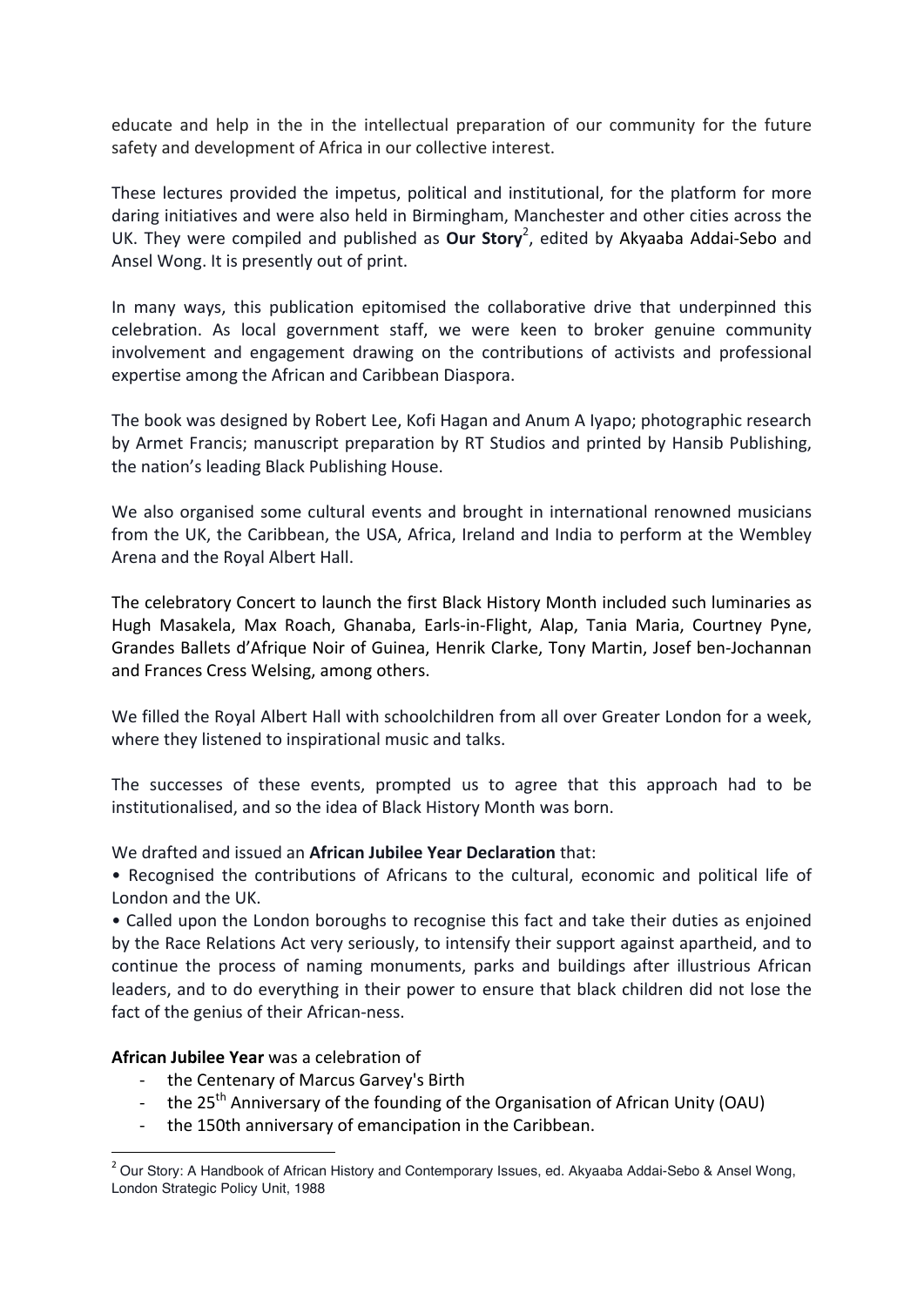educate and help in the in the intellectual preparation of our community for the future safety and development of Africa in our collective interest.

These lectures provided the impetus, political and institutional, for the platform for more daring initiatives and were also held in Birmingham, Manchester and other cities across the UK. They were compiled and published as **Our Story**[2], edited by Akyaaba Addai-Sebo and Ansel Wong. It is presently out of print.

In many ways, this publication epitomised the collaborative drive that underpinned this celebration. As local government staff, we were keen to broker genuine community involvement and engagement drawing on the contributions of activists and professional expertise among the African and Caribbean Diaspora.

The book was designed by Robert Lee, Kofi Hagan and Anum A Iyapo; photographic research by Armet Francis; manuscript preparation by RT Studios and printed by Hansib Publishing, the nation's leading Black Publishing House.

We also organised some cultural events and brought in international renowned musicians from the UK, the Caribbean, the USA, Africa, Ireland and India to perform at the Wembley Arena and the Royal Albert Hall.

The celebratory Concert to launch the first Black History Month included such luminaries as Hugh Masakela, Max Roach, Ghanaba, Earls-in-Flight, Alap, Tania Maria, Courtney Pyne, Grandes Ballets d'Afrique Noir of Guinea, Henrik Clarke, Tony Martin, Josef ben-Jochannan and Frances Cress Welsing, among others.

We filled the Royal Albert Hall with schoolchildren from all over Greater London for a week, where they listened to inspirational music and talks.

The successes of these events, prompted us to agree that this approach had to be institutionalised, and so the idea of Black History Month was born.

We drafted and issued an **African Jubilee Year Declaration** that:

• Recognised the contributions of Africans to the cultural, economic and political life of London and the UK.

• Called upon the London boroughs to recognise this fact and take their duties as enjoined by the Race Relations Act very seriously, to intensify their support against apartheid, and to continue the process of naming monuments, parks and buildings after illustrious African leaders, and to do everything in their power to ensure that black children did not lose the fact of the genius of their African-ness.

**African Jubilee Year** was a celebration of

- the Centenary of Marcus Garvey's Birth
- the 25th Anniversary of the founding of the Organisation of African Unity (OAU)
- the 150th anniversary of emancipation in the Caribbean.

[2] Our Story: A Handbook of African History and Contemporary Issues, ed. Akyaaba Addai-Sebo & Ansel Wong, London Strategic Policy Unit, 1988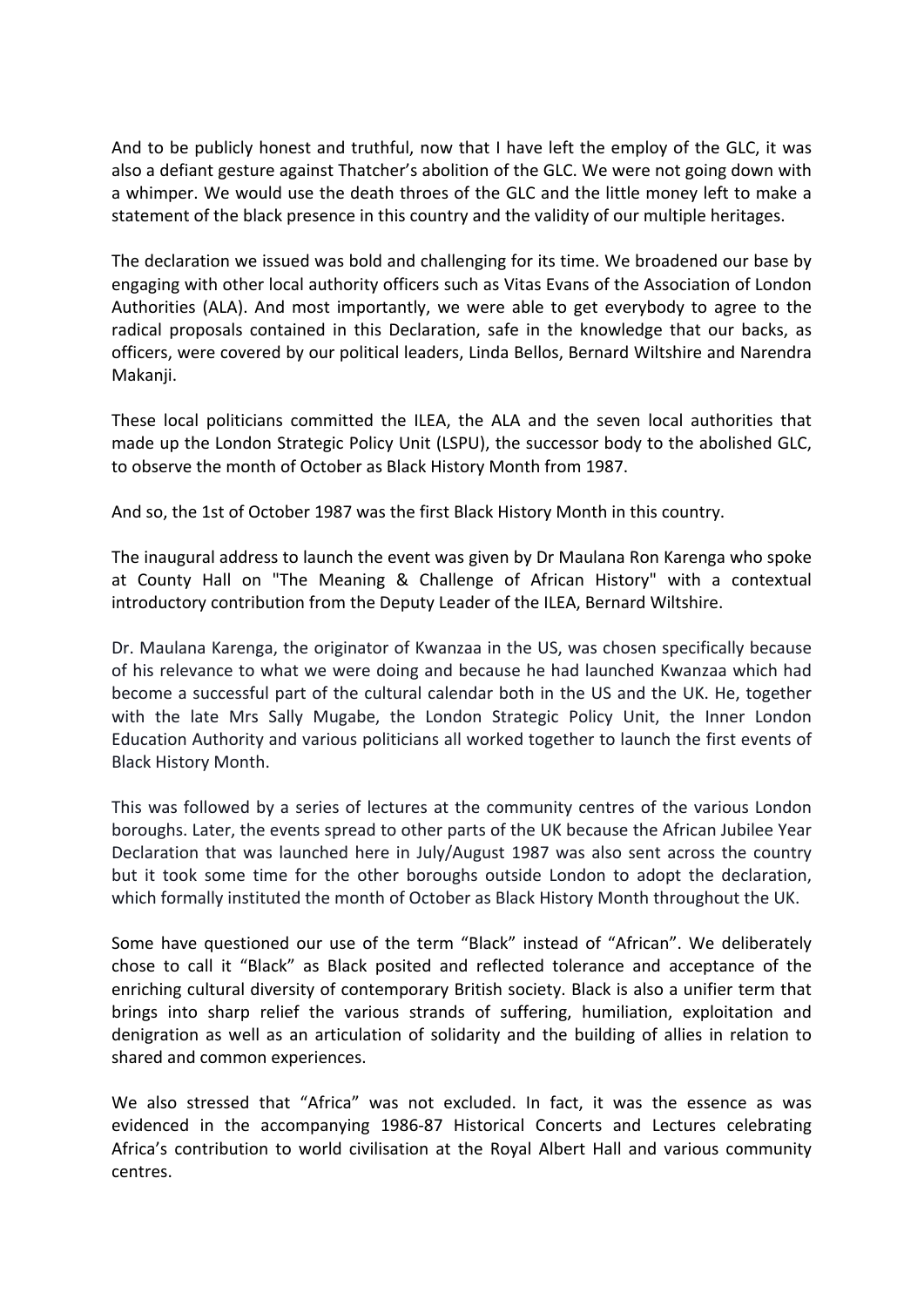And to be publicly honest and truthful, now that I have left the employ of the GLC, it was also a defiant gesture against Thatcher's abolition of the GLC. We were not going down with a whimper. We would use the death throes of the GLC and the little money left to make a statement of the black presence in this country and the validity of our multiple heritages.

The declaration we issued was bold and challenging for its time. We broadened our base by engaging with other local authority officers such as Vitas Evans of the Association of London Authorities (ALA). And most importantly, we were able to get everybody to agree to the radical proposals contained in this Declaration, safe in the knowledge that our backs, as officers, were covered by our political leaders, Linda Bellos, Bernard Wiltshire and Narendra Makanji.

These local politicians committed the ILEA, the ALA and the seven local authorities that made up the London Strategic Policy Unit (LSPU), the successor body to the abolished GLC, to observe the month of October as Black History Month from 1987.

And so, the 1st of October 1987 was the first Black History Month in this country.

The inaugural address to launch the event was given by Dr Maulana Ron Karenga who spoke at County Hall on "The Meaning & Challenge of African History" with a contextual introductory contribution from the Deputy Leader of the ILEA, Bernard Wiltshire.

Dr. Maulana Karenga, the originator of Kwanzaa in the US, was chosen specifically because of his relevance to what we were doing and because he had launched Kwanzaa which had become a successful part of the cultural calendar both in the US and the UK. He, together with the late Mrs Sally Mugabe, the London Strategic Policy Unit, the Inner London Education Authority and various politicians all worked together to launch the first events of Black History Month.

This was followed by a series of lectures at the community centres of the various London boroughs. Later, the events spread to other parts of the UK because the African Jubilee Year Declaration that was launched here in July/August 1987 was also sent across the country but it took some time for the other boroughs outside London to adopt the declaration, which formally instituted the month of October as Black History Month throughout the UK.

Some have questioned our use of the term "Black" instead of "African". We deliberately chose to call it "Black" as Black posited and reflected tolerance and acceptance of the enriching cultural diversity of contemporary British society. Black is also a unifier term that brings into sharp relief the various strands of suffering, humiliation, exploitation and denigration as well as an articulation of solidarity and the building of allies in relation to shared and common experiences.

We also stressed that "Africa" was not excluded. In fact, it was the essence as was evidenced in the accompanying 1986-87 Historical Concerts and Lectures celebrating Africa's contribution to world civilisation at the Royal Albert Hall and various community centres.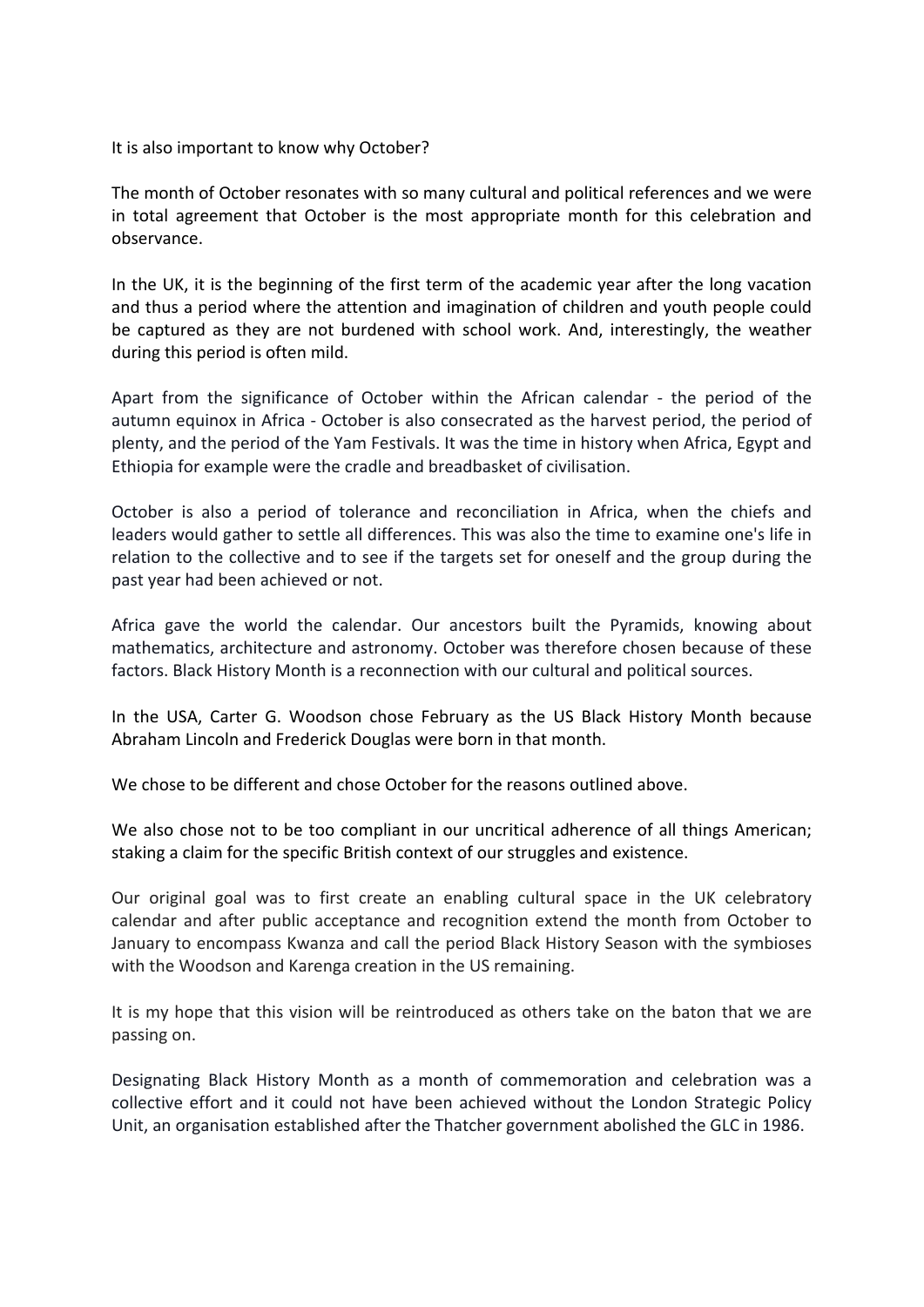It is also important to know why October?

The month of October resonates with so many cultural and political references and we were in total agreement that October is the most appropriate month for this celebration and observance.

In the UK, it is the beginning of the first term of the academic year after the long vacation and thus a period where the attention and imagination of children and youth people could be captured as they are not burdened with school work. And, interestingly, the weather during this period is often mild.

Apart from the significance of October within the African calendar - the period of the autumn equinox in Africa - October is also consecrated as the harvest period, the period of plenty, and the period of the Yam Festivals. It was the time in history when Africa, Egypt and Ethiopia for example were the cradle and breadbasket of civilisation.

October is also a period of tolerance and reconciliation in Africa, when the chiefs and leaders would gather to settle all differences. This was also the time to examine one's life in relation to the collective and to see if the targets set for oneself and the group during the past year had been achieved or not.

Africa gave the world the calendar. Our ancestors built the Pyramids, knowing about mathematics, architecture and astronomy. October was therefore chosen because of these factors. Black History Month is a reconnection with our cultural and political sources.

In the USA, Carter G. Woodson chose February as the US Black History Month because Abraham Lincoln and Frederick Douglas were born in that month.

We chose to be different and chose October for the reasons outlined above.

We also chose not to be too compliant in our uncritical adherence of all things American; staking a claim for the specific British context of our struggles and existence.

Our original goal was to first create an enabling cultural space in the UK celebratory calendar and after public acceptance and recognition extend the month from October to January to encompass Kwanza and call the period Black History Season with the symbioses with the Woodson and Karenga creation in the US remaining.

It is my hope that this vision will be reintroduced as others take on the baton that we are passing on.

Designating Black History Month as a month of commemoration and celebration was a collective effort and it could not have been achieved without the London Strategic Policy Unit, an organisation established after the Thatcher government abolished the GLC in 1986.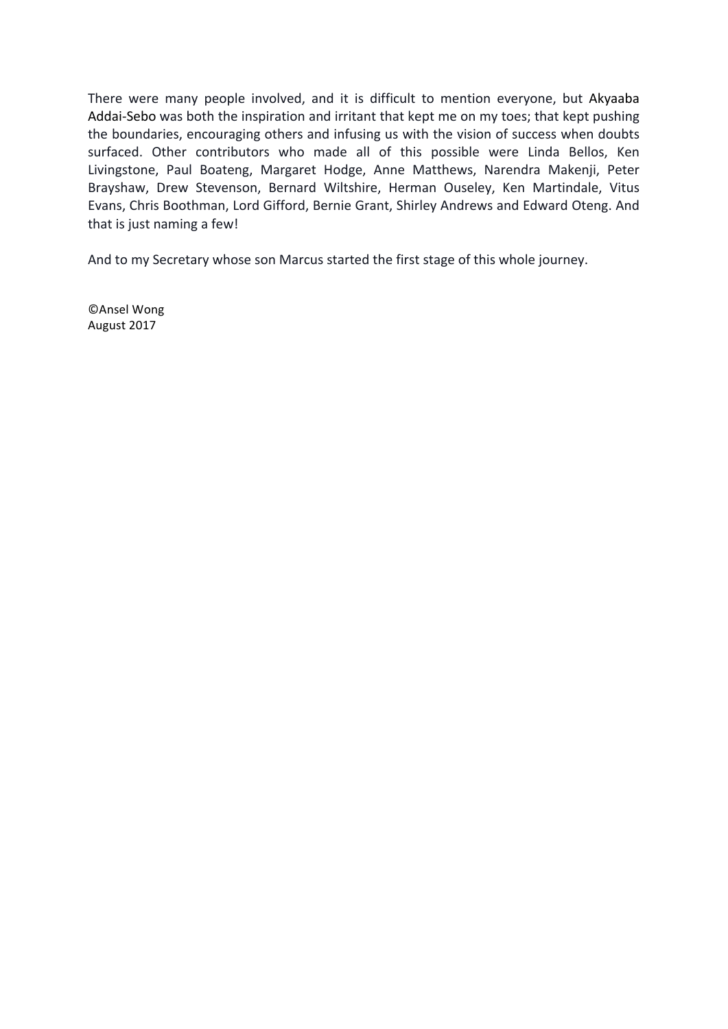There were many people involved, and it is difficult to mention everyone, but Akyaaba Addai-Sebo was both the inspiration and irritant that kept me on my toes; that kept pushing the boundaries, encouraging others and infusing us with the vision of success when doubts surfaced. Other contributors who made all of this possible were Linda Bellos, Ken Livingstone, Paul Boateng, Margaret Hodge, Anne Matthews, Narendra Makenji, Peter Brayshaw, Drew Stevenson, Bernard Wiltshire, Herman Ouseley, Ken Martindale, Vitus Evans, Chris Boothman, Lord Gifford, Bernie Grant, Shirley Andrews and Edward Oteng. And that is just naming a few!

And to my Secretary whose son Marcus started the first stage of this whole journey.

©Ansel Wong
August 2017